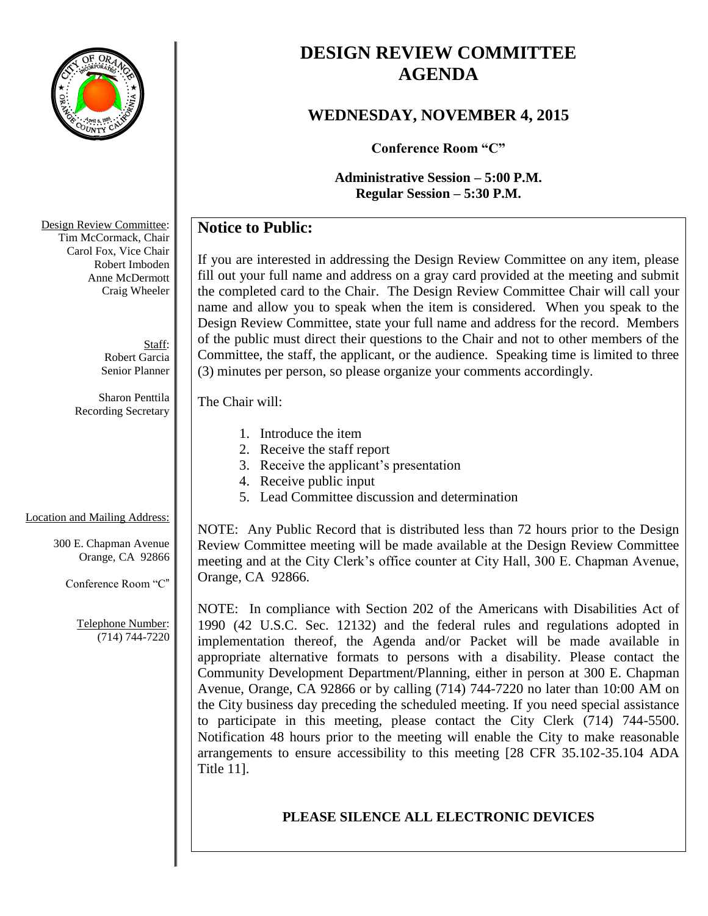# DESIGN REVIEW COMMITTEE AGENDA

## WEDNESDAY, NOVEMBER 4, 2015

**Conference Room "C"**

**Administrative Session – 5:00 P.M.**
**Regular Session – 5:30 P.M.**

Design Review Committee:
Tim McCormack, Chair
Carol Fox, Vice Chair
Robert Imboden
Anne McDermott
Craig Wheeler

Staff:
Robert Garcia
Senior Planner

Sharon Penttila
Recording Secretary

Location and Mailing Address:

300 E. Chapman Avenue
Orange, CA 92866

Conference Room "C"

Telephone Number:
(714) 744-7220

## Notice to Public:

If you are interested in addressing the Design Review Committee on any item, please fill out your full name and address on a gray card provided at the meeting and submit the completed card to the Chair. The Design Review Committee Chair will call your name and allow you to speak when the item is considered. When you speak to the Design Review Committee, state your full name and address for the record. Members of the public must direct their questions to the Chair and not to other members of the Committee, the staff, the applicant, or the audience. Speaking time is limited to three (3) minutes per person, so please organize your comments accordingly.

The Chair will:

1. Introduce the item
2. Receive the staff report
3. Receive the applicant's presentation
4. Receive public input
5. Lead Committee discussion and determination

NOTE: Any Public Record that is distributed less than 72 hours prior to the Design Review Committee meeting will be made available at the Design Review Committee meeting and at the City Clerk's office counter at City Hall, 300 E. Chapman Avenue, Orange, CA 92866.

NOTE: In compliance with Section 202 of the Americans with Disabilities Act of 1990 (42 U.S.C. Sec. 12132) and the federal rules and regulations adopted in implementation thereof, the Agenda and/or Packet will be made available in appropriate alternative formats to persons with a disability. Please contact the Community Development Department/Planning, either in person at 300 E. Chapman Avenue, Orange, CA 92866 or by calling (714) 744-7220 no later than 10:00 AM on the City business day preceding the scheduled meeting. If you need special assistance to participate in this meeting, please contact the City Clerk (714) 744-5500. Notification 48 hours prior to the meeting will enable the City to make reasonable arrangements to ensure accessibility to this meeting [28 CFR 35.102-35.104 ADA Title 11].

**PLEASE SILENCE ALL ELECTRONIC DEVICES**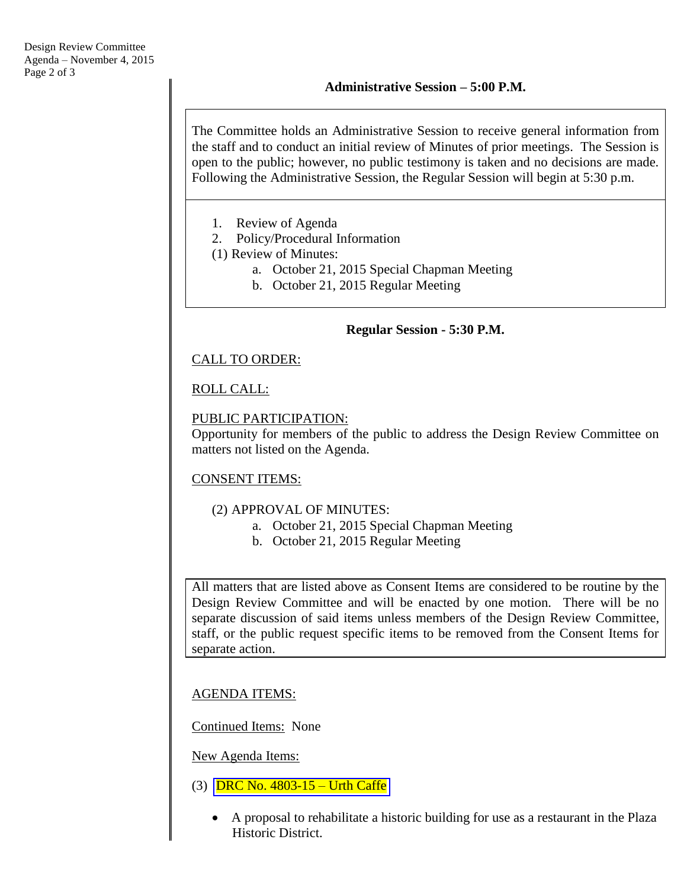### Administrative Session – 5:00 P.M.

The Committee holds an Administrative Session to receive general information from the staff and to conduct an initial review of Minutes of prior meetings. The Session is open to the public; however, no public testimony is taken and no decisions are made. Following the Administrative Session, the Regular Session will begin at 5:30 p.m.

1. Review of Agenda
2. Policy/Procedural Information

(1) Review of Minutes:

   a. October 21, 2015 Special Chapman Meeting
   b. October 21, 2015 Regular Meeting

### Regular Session - 5:30 P.M.

CALL TO ORDER:

ROLL CALL:

PUBLIC PARTICIPATION:
Opportunity for members of the public to address the Design Review Committee on matters not listed on the Agenda.

CONSENT ITEMS:

(2) APPROVAL OF MINUTES:

   a. October 21, 2015 Special Chapman Meeting
   b. October 21, 2015 Regular Meeting

All matters that are listed above as Consent Items are considered to be routine by the Design Review Committee and will be enacted by one motion. There will be no separate discussion of said items unless members of the Design Review Committee, staff, or the public request specific items to be removed from the Consent Items for separate action.

AGENDA ITEMS:

Continued Items: None

New Agenda Items:

(3) DRC No. 4803-15 – Urth Caffe

- A proposal to rehabilitate a historic building for use as a restaurant in the Plaza Historic District.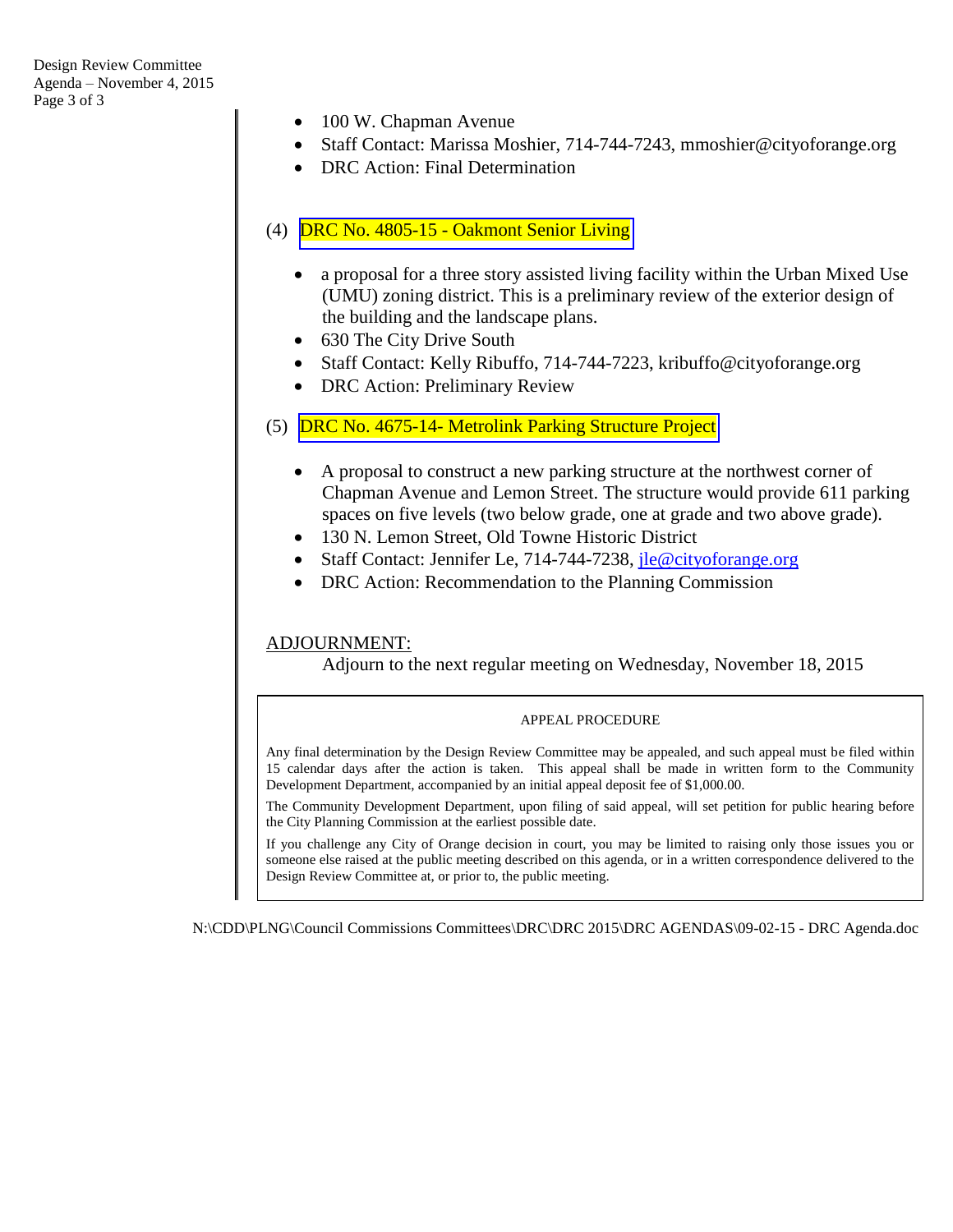- 100 W. Chapman Avenue
- Staff Contact: Marissa Moshier, 714-744-7243, mmoshier@cityoforange.org
- DRC Action: Final Determination

(4) DRC No. 4805-15 - Oakmont Senior Living

- a proposal for a three story assisted living facility within the Urban Mixed Use (UMU) zoning district. This is a preliminary review of the exterior design of the building and the landscape plans.
- 630 The City Drive South
- Staff Contact: Kelly Ribuffo, 714-744-7223, kribuffo@cityoforange.org
- DRC Action: Preliminary Review

(5) DRC No. 4675-14- Metrolink Parking Structure Project

- A proposal to construct a new parking structure at the northwest corner of Chapman Avenue and Lemon Street. The structure would provide 611 parking spaces on five levels (two below grade, one at grade and two above grade).
- 130 N. Lemon Street, Old Towne Historic District
- Staff Contact: Jennifer Le, 714-744-7238, jle@cityoforange.org
- DRC Action: Recommendation to the Planning Commission

## ADJOURNMENT:

Adjourn to the next regular meeting on Wednesday, November 18, 2015

---

APPEAL PROCEDURE

Any final determination by the Design Review Committee may be appealed, and such appeal must be filed within 15 calendar days after the action is taken. This appeal shall be made in written form to the Community Development Department, accompanied by an initial appeal deposit fee of $1,000.00.

The Community Development Department, upon filing of said appeal, will set petition for public hearing before the City Planning Commission at the earliest possible date.

If you challenge any City of Orange decision in court, you may be limited to raising only those issues you or someone else raised at the public meeting described on this agenda, or in a written correspondence delivered to the Design Review Committee at, or prior to, the public meeting.

---

N:\CDD\PLNG\Council Commissions Committees\DRC\DRC 2015\DRC AGENDAS\09-02-15 - DRC Agenda.doc